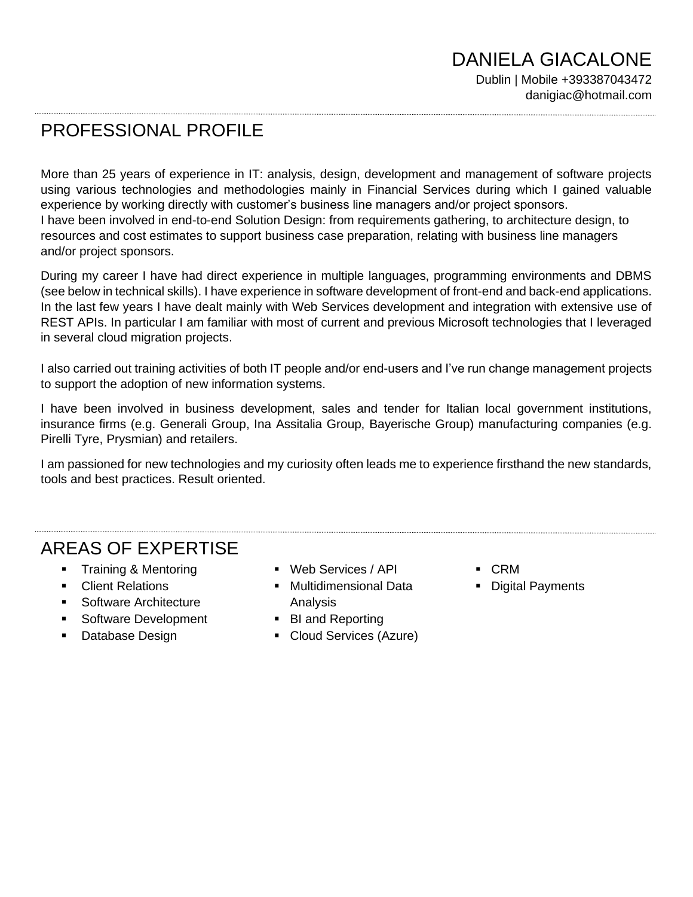# DANIELA GIACALONE

Dublin | Mobile +393387043472
danigiac@hotmail.com

## PROFESSIONAL PROFILE

More than 25 years of experience in IT: analysis, design, development and management of software projects using various technologies and methodologies mainly in Financial Services during which I gained valuable experience by working directly with customer's business line managers and/or project sponsors.
I have been involved in end-to-end Solution Design: from requirements gathering, to architecture design, to resources and cost estimates to support business case preparation, relating with business line managers and/or project sponsors.

During my career I have had direct experience in multiple languages, programming environments and DBMS (see below in technical skills). I have experience in software development of front-end and back-end applications. In the last few years I have dealt mainly with Web Services development and integration with extensive use of REST APIs. In particular I am familiar with most of current and previous Microsoft technologies that I leveraged in several cloud migration projects.

I also carried out training activities of both IT people and/or end-users and I've run change management projects to support the adoption of new information systems.

I have been involved in business development, sales and tender for Italian local government institutions, insurance firms (e.g. Generali Group, Ina Assitalia Group, Bayerische Group) manufacturing companies (e.g. Pirelli Tyre, Prysmian) and retailers.

I am passioned for new technologies and my curiosity often leads me to experience firsthand the new standards, tools and best practices. Result oriented.

## AREAS OF EXPERTISE

- Training & Mentoring
- Client Relations
- Software Architecture
- Software Development
- Database Design
- Web Services / API
- Multidimensional Data Analysis
- BI and Reporting
- Cloud Services (Azure)
- CRM
- Digital Payments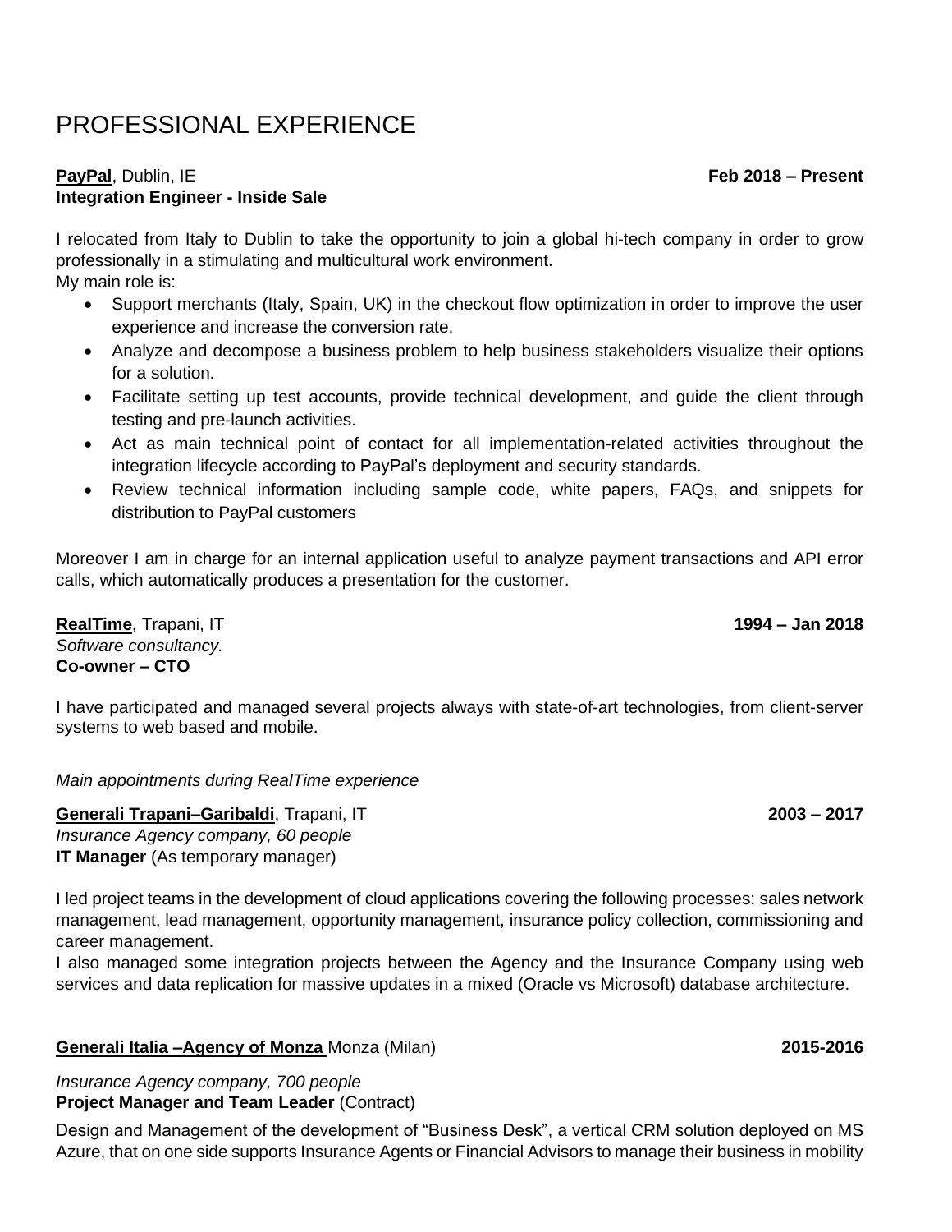# PROFESSIONAL EXPERIENCE

**PayPal**, Dublin, IE **Feb 2018 – Present**
**Integration Engineer - Inside Sale**

I relocated from Italy to Dublin to take the opportunity to join a global hi-tech company in order to grow professionally in a stimulating and multicultural work environment.
My main role is:

- Support merchants (Italy, Spain, UK) in the checkout flow optimization in order to improve the user experience and increase the conversion rate.
- Analyze and decompose a business problem to help business stakeholders visualize their options for a solution.
- Facilitate setting up test accounts, provide technical development, and guide the client through testing and pre-launch activities.
- Act as main technical point of contact for all implementation-related activities throughout the integration lifecycle according to PayPal's deployment and security standards.
- Review technical information including sample code, white papers, FAQs, and snippets for distribution to PayPal customers

Moreover I am in charge for an internal application useful to analyze payment transactions and API error calls, which automatically produces a presentation for the customer.

**RealTime**, Trapani, IT **1994 – Jan 2018**
*Software consultancy.*
**Co-owner – CTO**

I have participated and managed several projects always with state-of-art technologies, from client-server systems to web based and mobile.

*Main appointments during RealTime experience*

**Generali Trapani–Garibaldi**, Trapani, IT **2003 – 2017**
*Insurance Agency company, 60 people*
**IT Manager** (As temporary manager)

I led project teams in the development of cloud applications covering the following processes: sales network management, lead management, opportunity management, insurance policy collection, commissioning and career management.
I also managed some integration projects between the Agency and the Insurance Company using web services and data replication for massive updates in a mixed (Oracle vs Microsoft) database architecture.

**Generali Italia –Agency of Monza** Monza (Milan) **2015-2016**

*Insurance Agency company, 700 people*
**Project Manager and Team Leader** (Contract)

Design and Management of the development of "Business Desk", a vertical CRM solution deployed on MS Azure, that on one side supports Insurance Agents or Financial Advisors to manage their business in mobility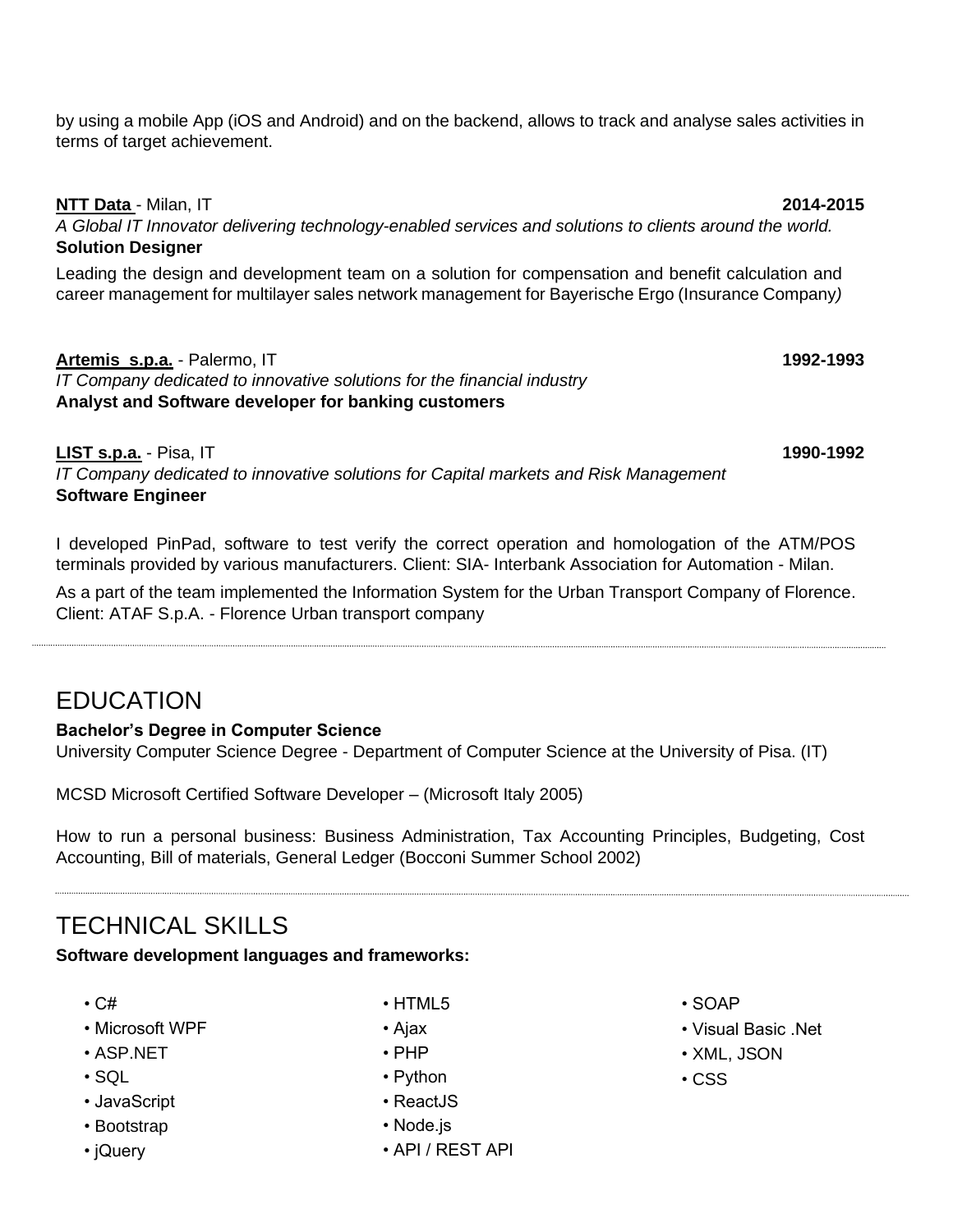by using a mobile App (iOS and Android) and on the backend, allows to track and analyse sales activities in terms of target achievement.

**NTT Data** - Milan, IT **2014-2015**
*A Global IT Innovator delivering technology-enabled services and solutions to clients around the world.*
**Solution Designer**

Leading the design and development team on a solution for compensation and benefit calculation and career management for multilayer sales network management for Bayerische Ergo (Insurance Company)

**Artemis s.p.a.** - Palermo, IT **1992-1993**
*IT Company dedicated to innovative solutions for the financial industry*
**Analyst and Software developer for banking customers**

**LIST s.p.a.** - Pisa, IT **1990-1992**
*IT Company dedicated to innovative solutions for Capital markets and Risk Management*
**Software Engineer**

I developed PinPad, software to test verify the correct operation and homologation of the ATM/POS terminals provided by various manufacturers. Client: SIA- Interbank Association for Automation - Milan.

As a part of the team implemented the Information System for the Urban Transport Company of Florence. Client: ATAF S.p.A. - Florence Urban transport company

---

# EDUCATION

**Bachelor's Degree in Computer Science**
University Computer Science Degree - Department of Computer Science at the University of Pisa. (IT)

MCSD Microsoft Certified Software Developer – (Microsoft Italy 2005)

How to run a personal business: Business Administration, Tax Accounting Principles, Budgeting, Cost Accounting, Bill of materials, General Ledger (Bocconi Summer School 2002)

---

# TECHNICAL SKILLS

**Software development languages and frameworks:**

- C#
- Microsoft WPF
- ASP.NET
- SQL
- JavaScript
- Bootstrap
- jQuery
- HTML5
- Ajax
- PHP
- Python
- ReactJS
- Node.js
- API / REST API
- SOAP
- Visual Basic .Net
- XML, JSON
- CSS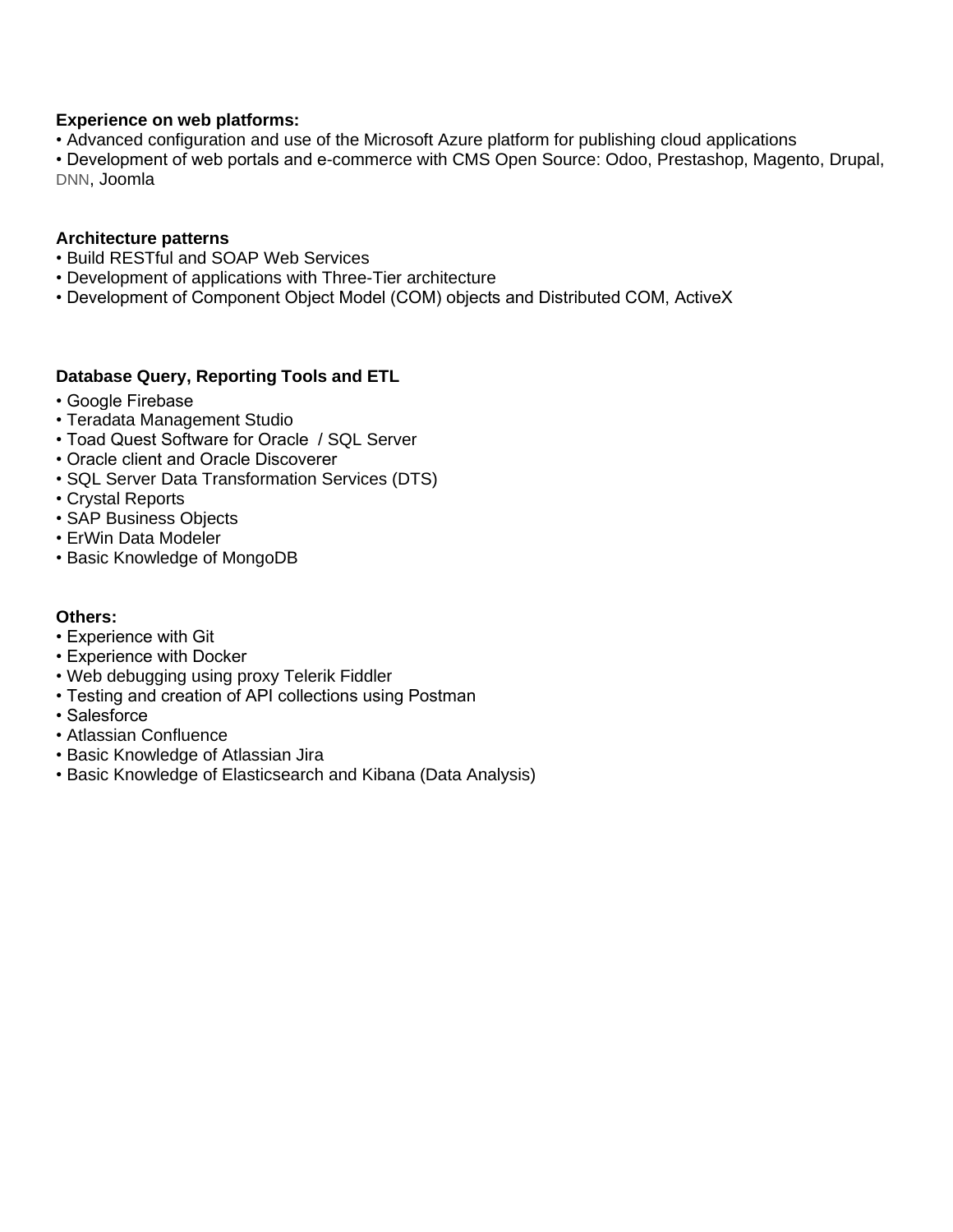**Experience on web platforms:**

- Advanced configuration and use of the Microsoft Azure platform for publishing cloud applications
- Development of web portals and e-commerce with CMS Open Source: Odoo, Prestashop, Magento, Drupal, DNN, Joomla

**Architecture patterns**

- Build RESTful and SOAP Web Services
- Development of applications with Three-Tier architecture
- Development of Component Object Model (COM) objects and Distributed COM, ActiveX

**Database Query, Reporting Tools and ETL**

- Google Firebase
- Teradata Management Studio
- Toad Quest Software for Oracle / SQL Server
- Oracle client and Oracle Discoverer
- SQL Server Data Transformation Services (DTS)
- Crystal Reports
- SAP Business Objects
- ErWin Data Modeler
- Basic Knowledge of MongoDB

**Others:**

- Experience with Git
- Experience with Docker
- Web debugging using proxy Telerik Fiddler
- Testing and creation of API collections using Postman
- Salesforce
- Atlassian Confluence
- Basic Knowledge of Atlassian Jira
- Basic Knowledge of Elasticsearch and Kibana (Data Analysis)